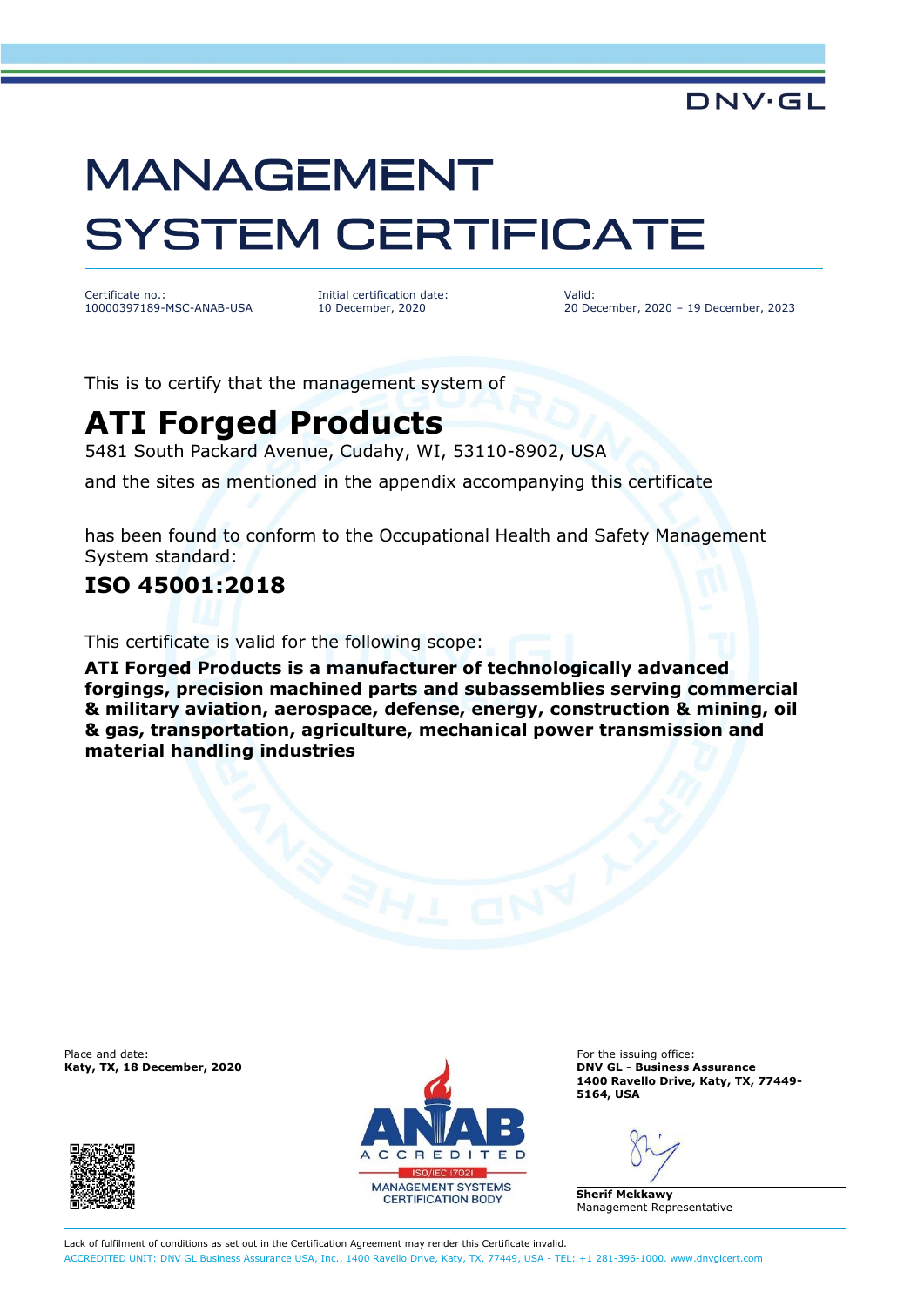DNV·GL

# MANAGEMENT SYSTEM CERTIFICATE

Certificate no.:
10000397189-MSC-ANAB-USA

Initial certification date:
10 December, 2020

Valid:
20 December, 2020 – 19 December, 2023

This is to certify that the management system of

## ATI Forged Products

5481 South Packard Avenue, Cudahy, WI, 53110-8902, USA

and the sites as mentioned in the appendix accompanying this certificate

has been found to conform to the Occupational Health and Safety Management System standard:

### ISO 45001:2018

This certificate is valid for the following scope:

**ATI Forged Products is a manufacturer of technologically advanced forgings, precision machined parts and subassemblies serving commercial & military aviation, aerospace, defense, energy, construction & mining, oil & gas, transportation, agriculture, mechanical power transmission and material handling industries**

Place and date:
**Katy, TX, 18 December, 2020**

ANAB ACCREDITED ISO/IEC 17021 MANAGEMENT SYSTEMS CERTIFICATION BODY

For the issuing office:
**DNV GL - Business Assurance**
**1400 Ravello Drive, Katy, TX, 77449-5164, USA**

**Sherif Mekkawy**
Management Representative

Lack of fulfilment of conditions as set out in the Certification Agreement may render this Certificate invalid.

ACCREDITED UNIT: DNV GL Business Assurance USA, Inc., 1400 Ravello Drive, Katy, TX, 77449, USA - TEL: +1 281-396-1000. www.dnvglcert.com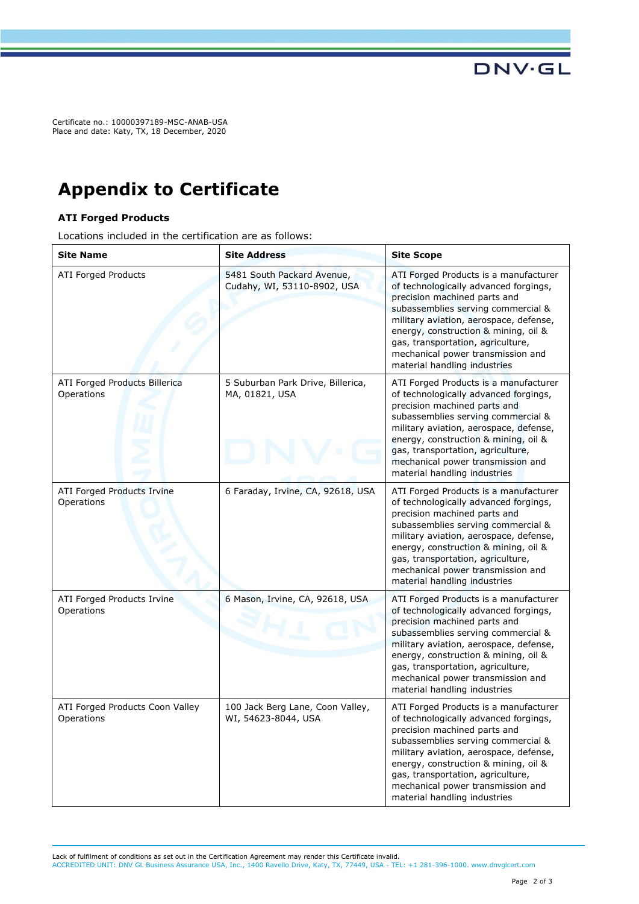Certificate no.: 10000397189-MSC-ANAB-USA
Place and date: Katy, TX, 18 December, 2020

# Appendix to Certificate

### ATI Forged Products

Locations included in the certification are as follows:

| Site Name | Site Address | Site Scope |
|---|---|---|
| ATI Forged Products | 5481 South Packard Avenue, Cudahy, WI, 53110-8902, USA | ATI Forged Products is a manufacturer of technologically advanced forgings, precision machined parts and subassemblies serving commercial & military aviation, aerospace, defense, energy, construction & mining, oil & gas, transportation, agriculture, mechanical power transmission and material handling industries |
| ATI Forged Products Billerica Operations | 5 Suburban Park Drive, Billerica, MA, 01821, USA | ATI Forged Products is a manufacturer of technologically advanced forgings, precision machined parts and subassemblies serving commercial & military aviation, aerospace, defense, energy, construction & mining, oil & gas, transportation, agriculture, mechanical power transmission and material handling industries |
| ATI Forged Products Irvine Operations | 6 Faraday, Irvine, CA, 92618, USA | ATI Forged Products is a manufacturer of technologically advanced forgings, precision machined parts and subassemblies serving commercial & military aviation, aerospace, defense, energy, construction & mining, oil & gas, transportation, agriculture, mechanical power transmission and material handling industries |
| ATI Forged Products Irvine Operations | 6 Mason, Irvine, CA, 92618, USA | ATI Forged Products is a manufacturer of technologically advanced forgings, precision machined parts and subassemblies serving commercial & military aviation, aerospace, defense, energy, construction & mining, oil & gas, transportation, agriculture, mechanical power transmission and material handling industries |
| ATI Forged Products Coon Valley Operations | 100 Jack Berg Lane, Coon Valley, WI, 54623-8044, USA | ATI Forged Products is a manufacturer of technologically advanced forgings, precision machined parts and subassemblies serving commercial & military aviation, aerospace, defense, energy, construction & mining, oil & gas, transportation, agriculture, mechanical power transmission and material handling industries |

Lack of fulfilment of conditions as set out in the Certification Agreement may render this Certificate invalid.
ACCREDITED UNIT: DNV GL Business Assurance USA, Inc., 1400 Ravello Drive, Katy, TX, 77449, USA - TEL: +1 281-396-1000. www.dnvglcert.com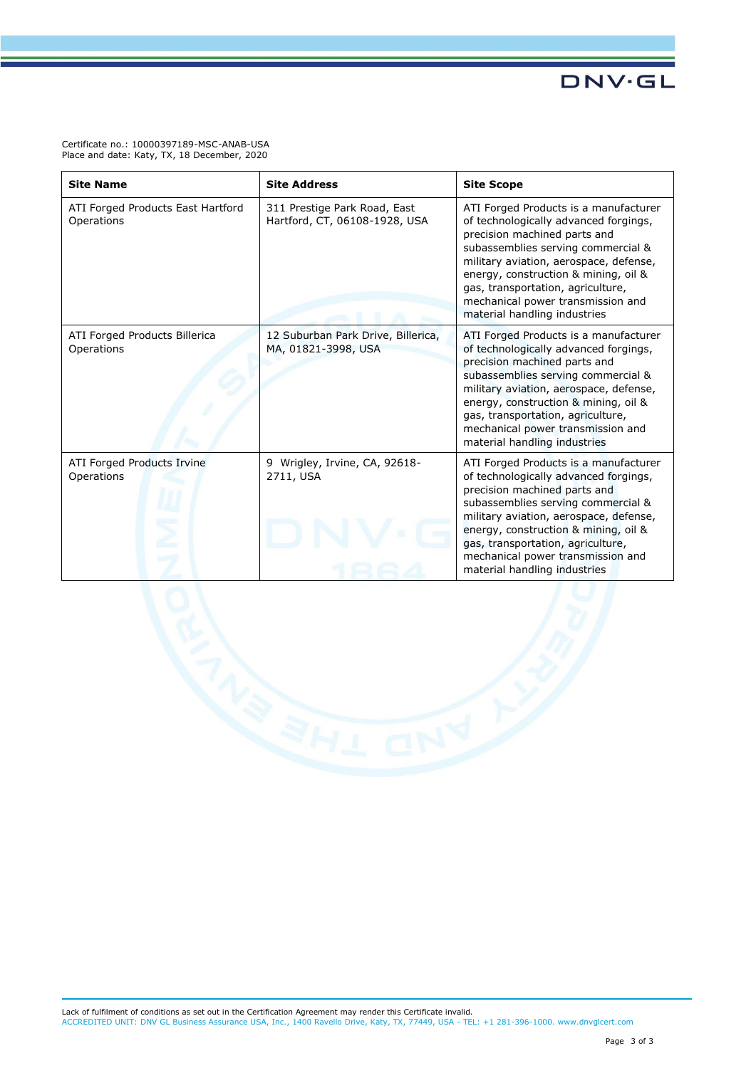Certificate no.: 10000397189-MSC-ANAB-USA
Place and date: Katy, TX, 18 December, 2020

| Site Name | Site Address | Site Scope |
|---|---|---|
| ATI Forged Products East Hartford Operations | 311 Prestige Park Road, East Hartford, CT, 06108-1928, USA | ATI Forged Products is a manufacturer of technologically advanced forgings, precision machined parts and subassemblies serving commercial & military aviation, aerospace, defense, energy, construction & mining, oil & gas, transportation, agriculture, mechanical power transmission and material handling industries |
| ATI Forged Products Billerica Operations | 12 Suburban Park Drive, Billerica, MA, 01821-3998, USA | ATI Forged Products is a manufacturer of technologically advanced forgings, precision machined parts and subassemblies serving commercial & military aviation, aerospace, defense, energy, construction & mining, oil & gas, transportation, agriculture, mechanical power transmission and material handling industries |
| ATI Forged Products Irvine Operations | 9 Wrigley, Irvine, CA, 92618-2711, USA | ATI Forged Products is a manufacturer of technologically advanced forgings, precision machined parts and subassemblies serving commercial & military aviation, aerospace, defense, energy, construction & mining, oil & gas, transportation, agriculture, mechanical power transmission and material handling industries |

Lack of fulfilment of conditions as set out in the Certification Agreement may render this Certificate invalid.
ACCREDITED UNIT: DNV GL Business Assurance USA, Inc., 1400 Ravello Drive, Katy, TX, 77449, USA - TEL: +1 281-396-1000. www.dnvglcert.com